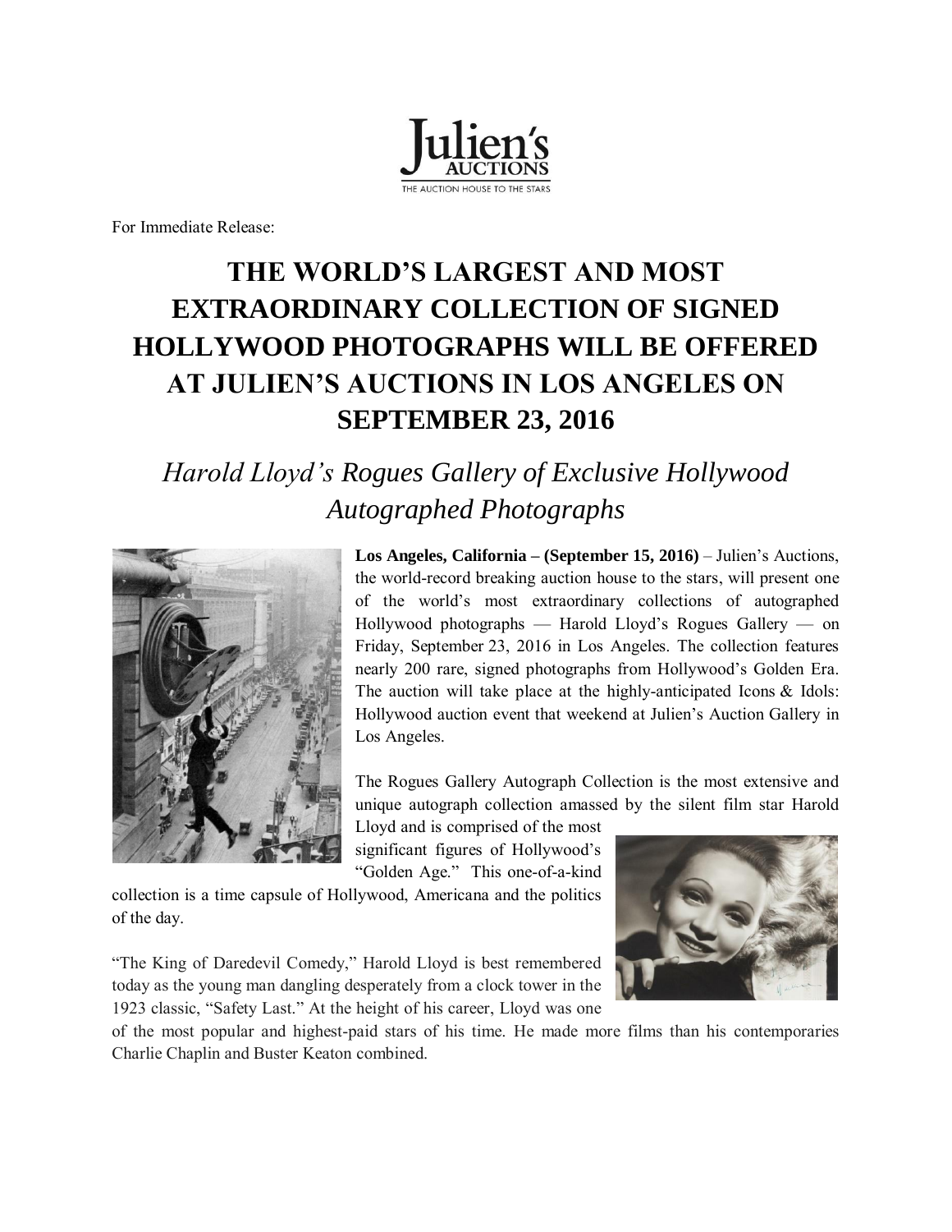Julien's AUCTIONS
THE AUCTION HOUSE TO THE STARS

For Immediate Release:

# THE WORLD'S LARGEST AND MOST EXTRAORDINARY COLLECTION OF SIGNED HOLLYWOOD PHOTOGRAPHS WILL BE OFFERED AT JULIEN'S AUCTIONS IN LOS ANGELES ON SEPTEMBER 23, 2016

## *Harold Lloyd's Rogues Gallery of Exclusive Hollywood Autographed Photographs*

**Los Angeles, California – (September 15, 2016)** – Julien's Auctions, the world-record breaking auction house to the stars, will present one of the world's most extraordinary collections of autographed Hollywood photographs — Harold Lloyd's Rogues Gallery — on Friday, September 23, 2016 in Los Angeles. The collection features nearly 200 rare, signed photographs from Hollywood's Golden Era. The auction will take place at the highly-anticipated Icons & Idols: Hollywood auction event that weekend at Julien's Auction Gallery in Los Angeles.

The Rogues Gallery Autograph Collection is the most extensive and unique autograph collection amassed by the silent film star Harold Lloyd and is comprised of the most significant figures of Hollywood's "Golden Age." This one-of-a-kind collection is a time capsule of Hollywood, Americana and the politics of the day.

"The King of Daredevil Comedy," Harold Lloyd is best remembered today as the young man dangling desperately from a clock tower in the 1923 classic, "Safety Last." At the height of his career, Lloyd was one of the most popular and highest-paid stars of his time. He made more films than his contemporaries Charlie Chaplin and Buster Keaton combined.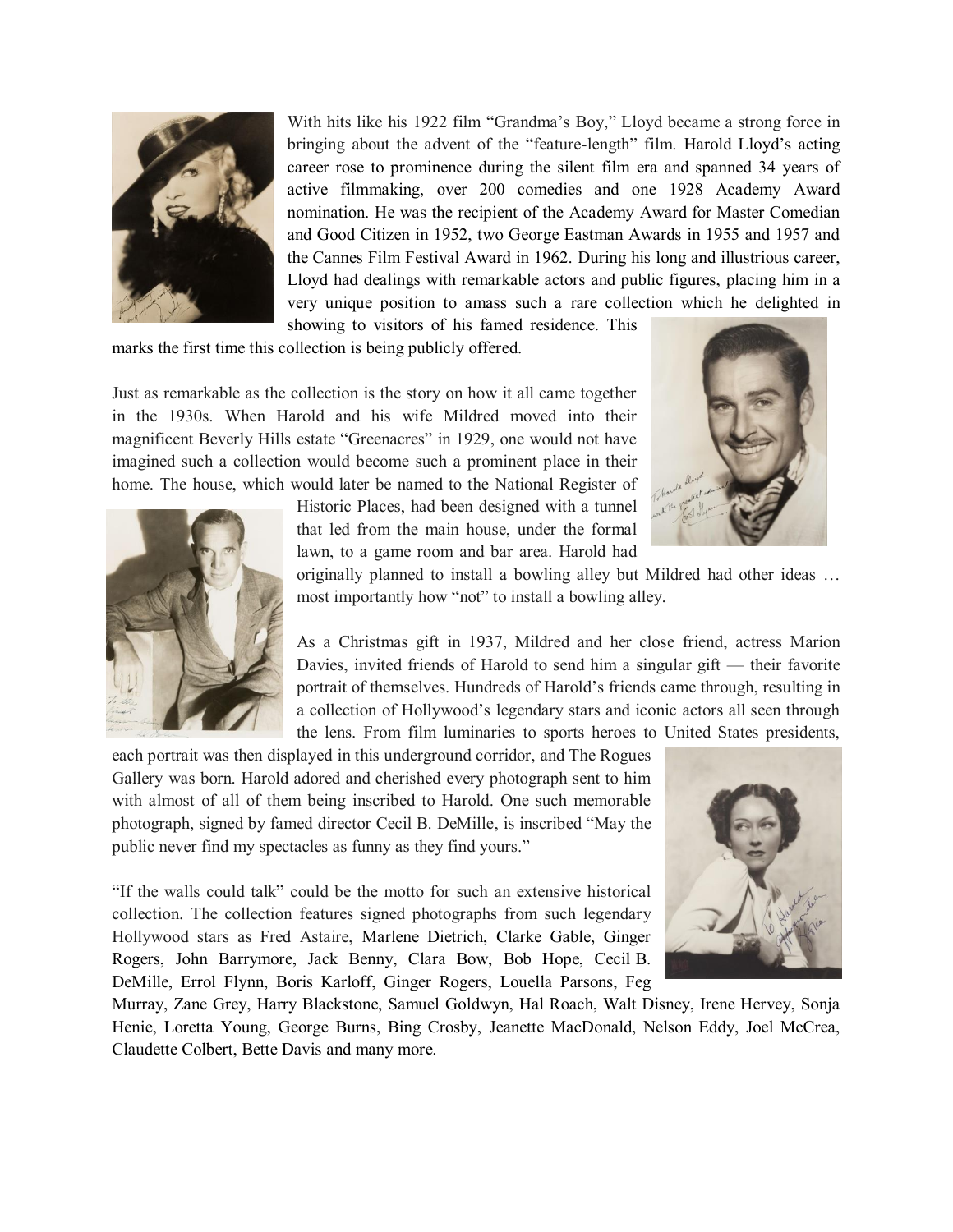With hits like his 1922 film "Grandma's Boy," Lloyd became a strong force in bringing about the advent of the "feature-length" film. Harold Lloyd's acting career rose to prominence during the silent film era and spanned 34 years of active filmmaking, over 200 comedies and one 1928 Academy Award nomination. He was the recipient of the Academy Award for Master Comedian and Good Citizen in 1952, two George Eastman Awards in 1955 and 1957 and the Cannes Film Festival Award in 1962. During his long and illustrious career, Lloyd had dealings with remarkable actors and public figures, placing him in a very unique position to amass such a rare collection which he delighted in showing to visitors of his famed residence. This marks the first time this collection is being publicly offered.

Just as remarkable as the collection is the story on how it all came together in the 1930s. When Harold and his wife Mildred moved into their magnificent Beverly Hills estate "Greenacres" in 1929, one would not have imagined such a collection would become such a prominent place in their home. The house, which would later be named to the National Register of Historic Places, had been designed with a tunnel that led from the main house, under the formal lawn, to a game room and bar area. Harold had originally planned to install a bowling alley but Mildred had other ideas … most importantly how "not" to install a bowling alley.

As a Christmas gift in 1937, Mildred and her close friend, actress Marion Davies, invited friends of Harold to send him a singular gift — their favorite portrait of themselves. Hundreds of Harold's friends came through, resulting in a collection of Hollywood's legendary stars and iconic actors all seen through the lens. From film luminaries to sports heroes to United States presidents, each portrait was then displayed in this underground corridor, and The Rogues Gallery was born. Harold adored and cherished every photograph sent to him with almost of all of them being inscribed to Harold. One such memorable photograph, signed by famed director Cecil B. DeMille, is inscribed "May the public never find my spectacles as funny as they find yours."

"If the walls could talk" could be the motto for such an extensive historical collection. The collection features signed photographs from such legendary Hollywood stars as Fred Astaire, Marlene Dietrich, Clarke Gable, Ginger Rogers, John Barrymore, Jack Benny, Clara Bow, Bob Hope, Cecil B. DeMille, Errol Flynn, Boris Karloff, Ginger Rogers, Louella Parsons, Feg Murray, Zane Grey, Harry Blackstone, Samuel Goldwyn, Hal Roach, Walt Disney, Irene Hervey, Sonja Henie, Loretta Young, George Burns, Bing Crosby, Jeanette MacDonald, Nelson Eddy, Joel McCrea, Claudette Colbert, Bette Davis and many more.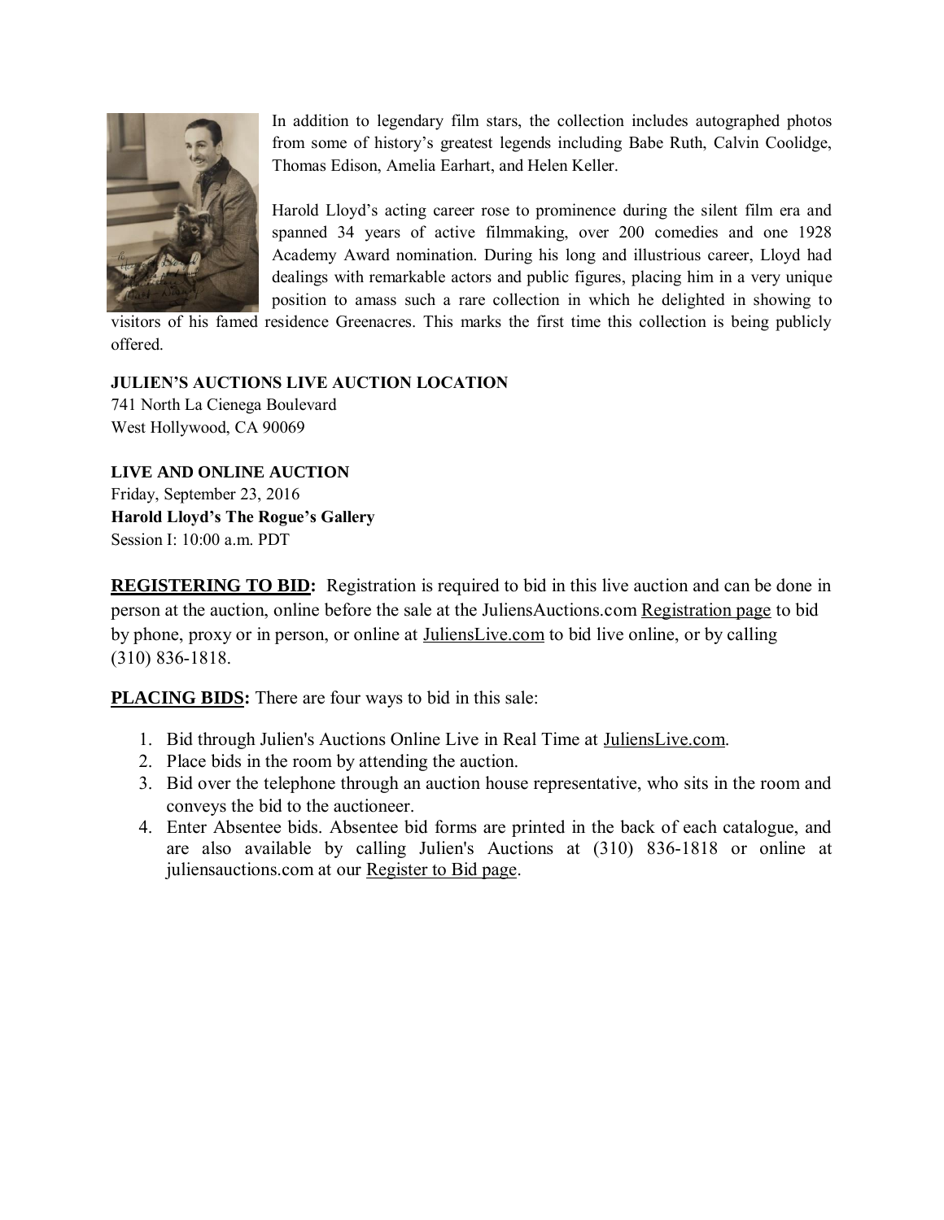In addition to legendary film stars, the collection includes autographed photos from some of history's greatest legends including Babe Ruth, Calvin Coolidge, Thomas Edison, Amelia Earhart, and Helen Keller.

Harold Lloyd's acting career rose to prominence during the silent film era and spanned 34 years of active filmmaking, over 200 comedies and one 1928 Academy Award nomination. During his long and illustrious career, Lloyd had dealings with remarkable actors and public figures, placing him in a very unique position to amass such a rare collection in which he delighted in showing to visitors of his famed residence Greenacres. This marks the first time this collection is being publicly offered.

**JULIEN'S AUCTIONS LIVE AUCTION LOCATION**
741 North La Cienega Boulevard
West Hollywood, CA 90069

**LIVE AND ONLINE AUCTION**
Friday, September 23, 2016
**Harold Lloyd's The Rogue's Gallery**
Session I: 10:00 a.m. PDT

**REGISTERING TO BID:** Registration is required to bid in this live auction and can be done in person at the auction, online before the sale at the JuliensAuctions.com Registration page to bid by phone, proxy or in person, or online at JuliensLive.com to bid live online, or by calling (310) 836-1818.

**PLACING BIDS:** There are four ways to bid in this sale:

1. Bid through Julien's Auctions Online Live in Real Time at JuliensLive.com.
2. Place bids in the room by attending the auction.
3. Bid over the telephone through an auction house representative, who sits in the room and conveys the bid to the auctioneer.
4. Enter Absentee bids. Absentee bid forms are printed in the back of each catalogue, and are also available by calling Julien's Auctions at (310) 836-1818 or online at juliensauctions.com at our Register to Bid page.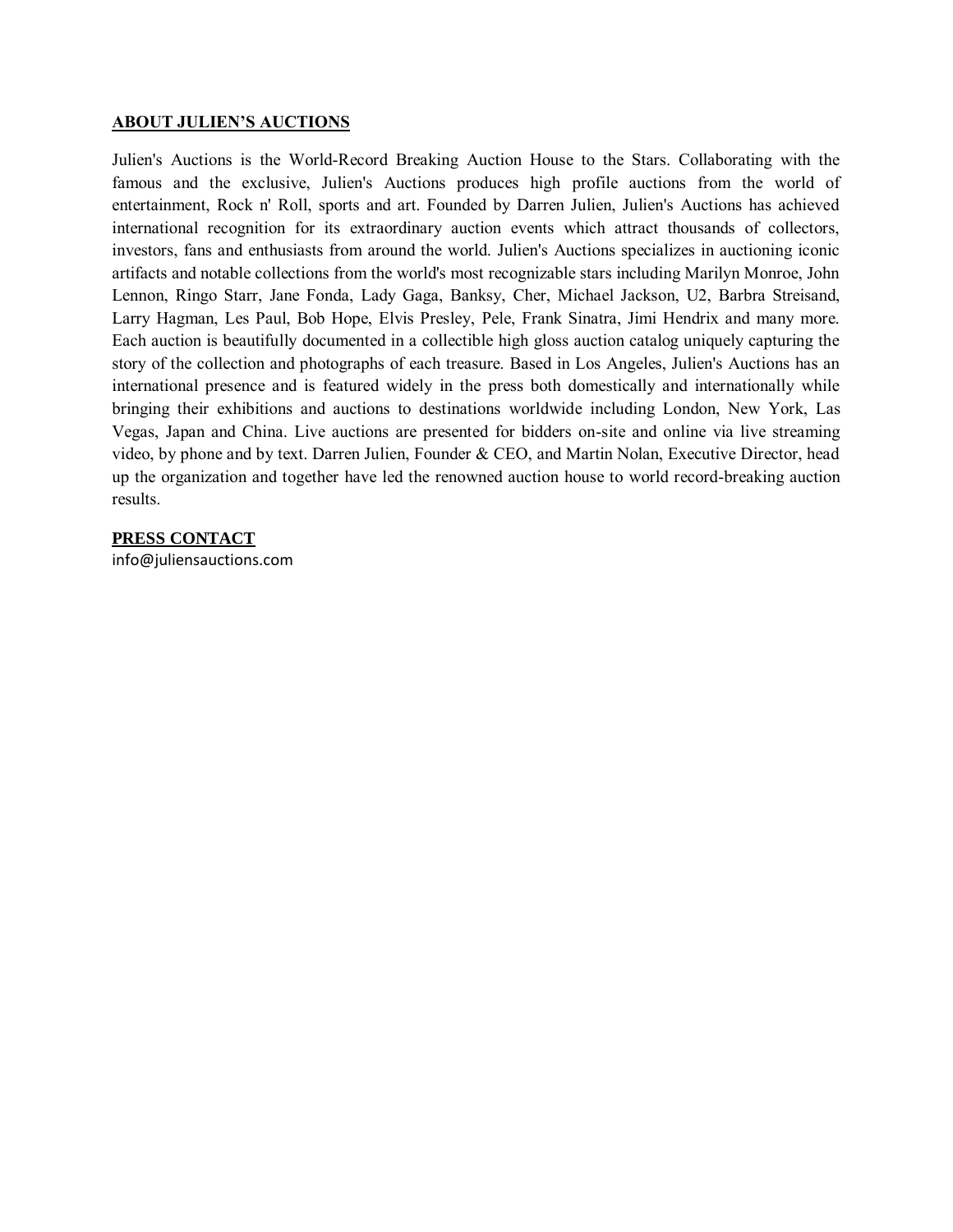## ABOUT JULIEN'S AUCTIONS

Julien's Auctions is the World-Record Breaking Auction House to the Stars. Collaborating with the famous and the exclusive, Julien's Auctions produces high profile auctions from the world of entertainment, Rock n' Roll, sports and art. Founded by Darren Julien, Julien's Auctions has achieved international recognition for its extraordinary auction events which attract thousands of collectors, investors, fans and enthusiasts from around the world. Julien's Auctions specializes in auctioning iconic artifacts and notable collections from the world's most recognizable stars including Marilyn Monroe, John Lennon, Ringo Starr, Jane Fonda, Lady Gaga, Banksy, Cher, Michael Jackson, U2, Barbra Streisand, Larry Hagman, Les Paul, Bob Hope, Elvis Presley, Pele, Frank Sinatra, Jimi Hendrix and many more. Each auction is beautifully documented in a collectible high gloss auction catalog uniquely capturing the story of the collection and photographs of each treasure. Based in Los Angeles, Julien's Auctions has an international presence and is featured widely in the press both domestically and internationally while bringing their exhibitions and auctions to destinations worldwide including London, New York, Las Vegas, Japan and China. Live auctions are presented for bidders on-site and online via live streaming video, by phone and by text. Darren Julien, Founder & CEO, and Martin Nolan, Executive Director, head up the organization and together have led the renowned auction house to world record-breaking auction results.

## PRESS CONTACT

info@juliensauctions.com